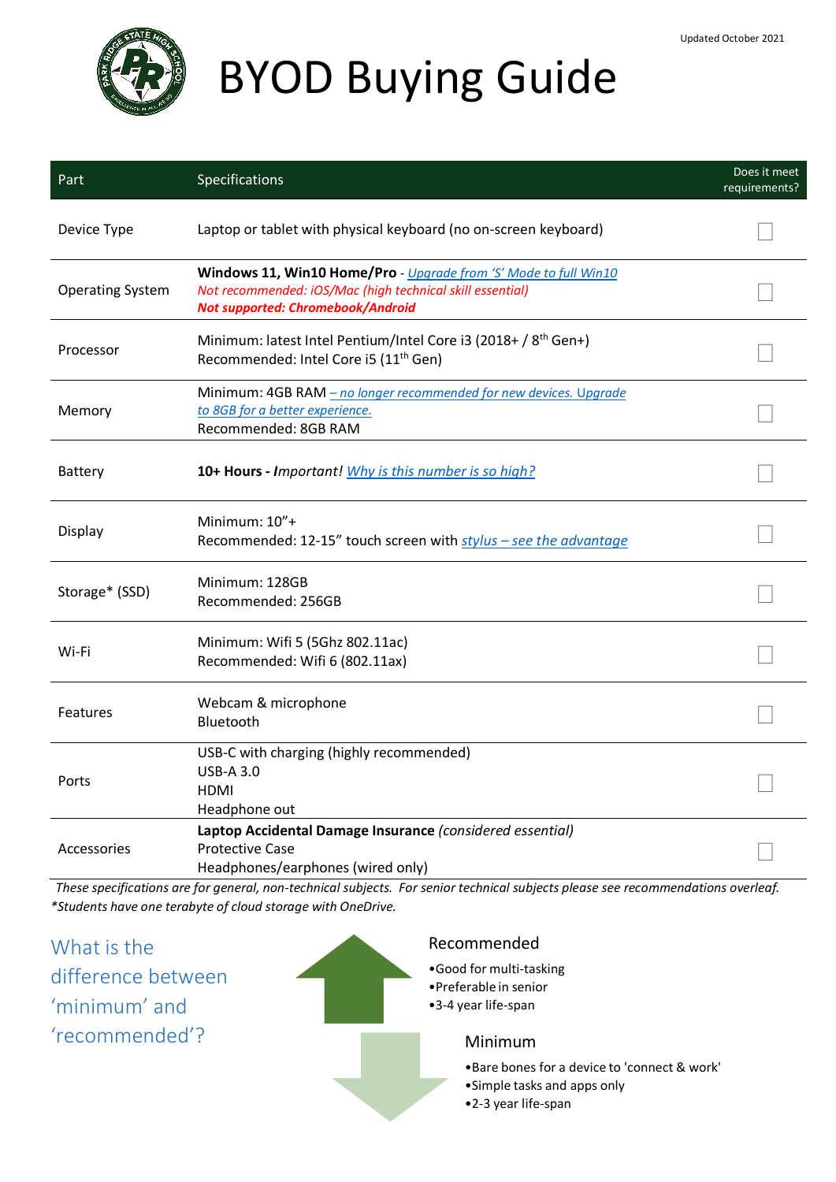Updated October 2021

# BYOD Buying Guide

| Part | Specifications | Does it meet requirements? |
|---|---|---|
| Device Type | Laptop or tablet with physical keyboard (no on-screen keyboard) | ☐ |
| Operating System | **Windows 11, Win10 Home/Pro** - *Upgrade from 'S' Mode to full Win10*<br>*Not recommended: iOS/Mac (high technical skill essential)*<br>***Not supported: Chromebook/Android*** | ☐ |
| Processor | Minimum: latest Intel Pentium/Intel Core i3 (2018+ / 8th Gen+)<br>Recommended: Intel Core i5 (11th Gen) | ☐ |
| Memory | Minimum: 4GB RAM *– no longer recommended for new devices. Upgrade to 8GB for a better experience.*<br>Recommended: 8GB RAM | ☐ |
| Battery | **10+ Hours - *Important!*** Why is this number is so high? | ☐ |
| Display | Minimum: 10"+<br>Recommended: 12-15" touch screen with *stylus – see the advantage* | ☐ |
| Storage* (SSD) | Minimum: 128GB<br>Recommended: 256GB | ☐ |
| Wi-Fi | Minimum: Wifi 5 (5Ghz 802.11ac)<br>Recommended: Wifi 6 (802.11ax) | ☐ |
| Features | Webcam & microphone<br>Bluetooth | ☐ |
| Ports | USB-C with charging (highly recommended)<br>USB-A 3.0<br>HDMI<br>Headphone out | ☐ |
| Accessories | **Laptop Accidental Damage Insurance** *(considered essential)*<br>Protective Case<br>Headphones/earphones (wired only) | ☐ |

*These specifications are for general, non-technical subjects. For senior technical subjects please see recommendations overleaf.*
**Students have one terabyte of cloud storage with OneDrive.*

## What is the difference between 'minimum' and 'recommended'?

### Recommended

- Good for multi-tasking
- Preferable in senior
- 3-4 year life-span

### Minimum

- Bare bones for a device to 'connect & work'
- Simple tasks and apps only
- 2-3 year life-span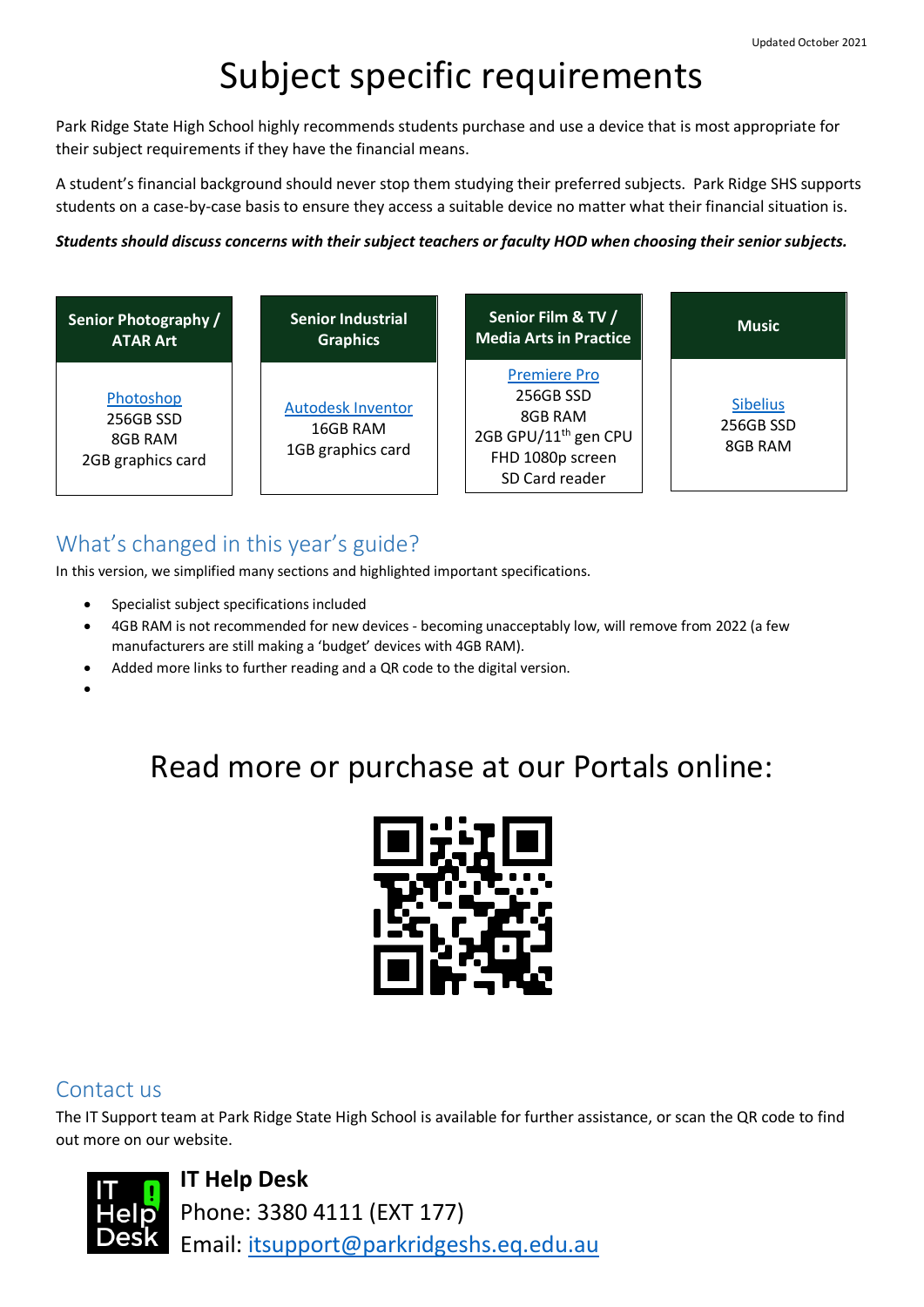Updated October 2021

# Subject specific requirements

Park Ridge State High School highly recommends students purchase and use a device that is most appropriate for their subject requirements if they have the financial means.

A student's financial background should never stop them studying their preferred subjects. Park Ridge SHS supports students on a case-by-case basis to ensure they access a suitable device no matter what their financial situation is.

***Students should discuss concerns with their subject teachers or faculty HOD when choosing their senior subjects.***

| Senior Photography / ATAR Art | Senior Industrial Graphics | Senior Film & TV / Media Arts in Practice | Music |
|---|---|---|---|
| Photoshop<br>256GB SSD<br>8GB RAM<br>2GB graphics card | Autodesk Inventor<br>16GB RAM<br>1GB graphics card | Premiere Pro<br>256GB SSD<br>8GB RAM<br>2GB GPU/11th gen CPU<br>FHD 1080p screen<br>SD Card reader | Sibelius<br>256GB SSD<br>8GB RAM |

## What's changed in this year's guide?

In this version, we simplified many sections and highlighted important specifications.

- Specialist subject specifications included
- 4GB RAM is not recommended for new devices - becoming unacceptably low, will remove from 2022 (a few manufacturers are still making a 'budget' devices with 4GB RAM).
- Added more links to further reading and a QR code to the digital version.

# Read more or purchase at our Portals online:

## Contact us

The IT Support team at Park Ridge State High School is available for further assistance, or scan the QR code to find out more on our website.

**IT Help Desk**
Phone: 3380 4111 (EXT 177)
Email: itsupport@parkridgeshs.eq.edu.au